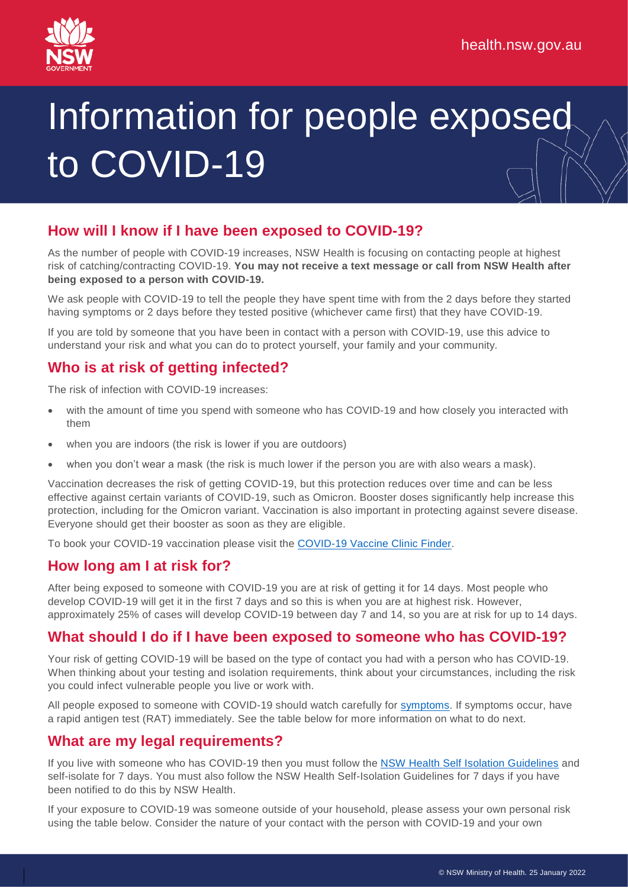# Information for people exposed to COVID-19

## How will I know if I have been exposed to COVID-19?

As the number of people with COVID-19 increases, NSW Health is focusing on contacting people at highest risk of catching/contracting COVID-19. **You may not receive a text message or call from NSW Health after being exposed to a person with COVID-19.**

We ask people with COVID-19 to tell the people they have spent time with from the 2 days before they started having symptoms or 2 days before they tested positive (whichever came first) that they have COVID-19.

If you are told by someone that you have been in contact with a person with COVID-19, use this advice to understand your risk and what you can do to protect yourself, your family and your community.

## Who is at risk of getting infected?

The risk of infection with COVID-19 increases:

- with the amount of time you spend with someone who has COVID-19 and how closely you interacted with them
- when you are indoors (the risk is lower if you are outdoors)
- when you don't wear a mask (the risk is much lower if the person you are with also wears a mask).

Vaccination decreases the risk of getting COVID-19, but this protection reduces over time and can be less effective against certain variants of COVID-19, such as Omicron. Booster doses significantly help increase this protection, including for the Omicron variant. Vaccination is also important in protecting against severe disease. Everyone should get their booster as soon as they are eligible.

To book your COVID-19 vaccination please visit the COVID-19 Vaccine Clinic Finder.

## How long am I at risk for?

After being exposed to someone with COVID-19 you are at risk of getting it for 14 days. Most people who develop COVID-19 will get it in the first 7 days and so this is when you are at highest risk. However, approximately 25% of cases will develop COVID-19 between day 7 and 14, so you are at risk for up to 14 days.

## What should I do if I have been exposed to someone who has COVID-19?

Your risk of getting COVID-19 will be based on the type of contact you had with a person who has COVID-19. When thinking about your testing and isolation requirements, think about your circumstances, including the risk you could infect vulnerable people you live or work with.

All people exposed to someone with COVID-19 should watch carefully for symptoms. If symptoms occur, have a rapid antigen test (RAT) immediately. See the table below for more information on what to do next.

## What are my legal requirements?

If you live with someone who has COVID-19 then you must follow the NSW Health Self Isolation Guidelines and self-isolate for 7 days. You must also follow the NSW Health Self-Isolation Guidelines for 7 days if you have been notified to do this by NSW Health.

If your exposure to COVID-19 was someone outside of your household, please assess your own personal risk using the table below. Consider the nature of your contact with the person with COVID-19 and your own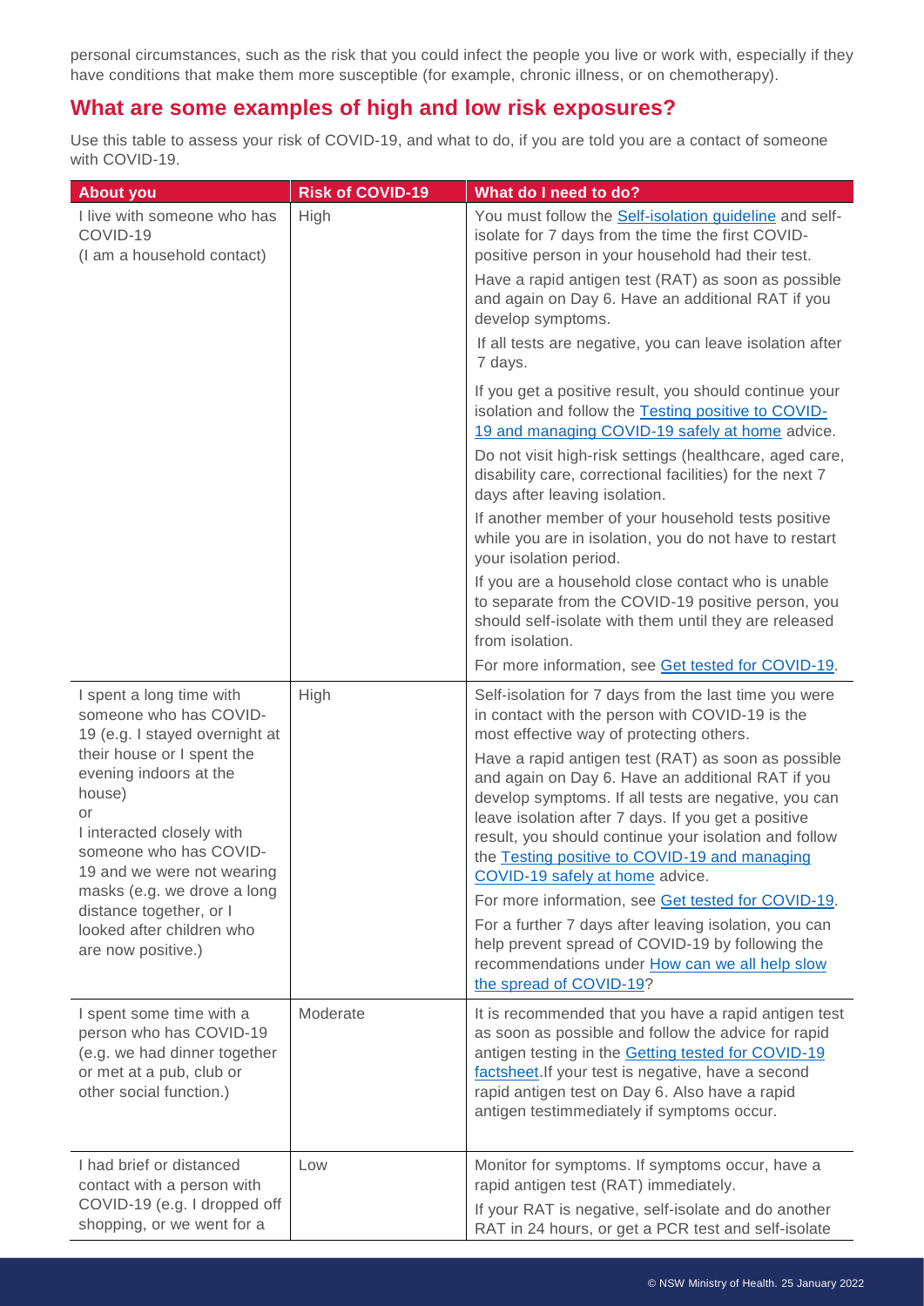personal circumstances, such as the risk that you could infect the people you live or work with, especially if they have conditions that make them more susceptible (for example, chronic illness, or on chemotherapy).

## What are some examples of high and low risk exposures?

Use this table to assess your risk of COVID-19, and what to do, if you are told you are a contact of someone with COVID-19.

| About you | Risk of COVID-19 | What do I need to do? |
| --- | --- | --- |
| I live with someone who has COVID-19<br>(I am a household contact) | High | You must follow the Self-isolation guideline and self-isolate for 7 days from the time the first COVID-positive person in your household had their test.<br>Have a rapid antigen test (RAT) as soon as possible and again on Day 6. Have an additional RAT if you develop symptoms.<br>If all tests are negative, you can leave isolation after 7 days.<br>If you get a positive result, you should continue your isolation and follow the Testing positive to COVID-19 and managing COVID-19 safely at home advice.<br>Do not visit high-risk settings (healthcare, aged care, disability care, correctional facilities) for the next 7 days after leaving isolation.<br>If another member of your household tests positive while you are in isolation, you do not have to restart your isolation period.<br>If you are a household close contact who is unable to separate from the COVID-19 positive person, you should self-isolate with them until they are released from isolation.<br>For more information, see Get tested for COVID-19. |
| I spent a long time with someone who has COVID-19 (e.g. I stayed overnight at their house or I spent the evening indoors at the house)<br>or<br>I interacted closely with someone who has COVID-19 and we were not wearing masks (e.g. we drove a long distance together, or I looked after children who are now positive.) | High | Self-isolation for 7 days from the last time you were in contact with the person with COVID-19 is the most effective way of protecting others.<br>Have a rapid antigen test (RAT) as soon as possible and again on Day 6. Have an additional RAT if you develop symptoms. If all tests are negative, you can leave isolation after 7 days. If you get a positive result, you should continue your isolation and follow the Testing positive to COVID-19 and managing COVID-19 safely at home advice.<br>For more information, see Get tested for COVID-19.<br>For a further 7 days after leaving isolation, you can help prevent spread of COVID-19 by following the recommendations under How can we all help slow the spread of COVID-19? |
| I spent some time with a person who has COVID-19 (e.g. we had dinner together or met at a pub, club or other social function.) | Moderate | It is recommended that you have a rapid antigen test as soon as possible and follow the advice for rapid antigen testing in the Getting tested for COVID-19 factsheet.If your test is negative, have a second rapid antigen test on Day 6. Also have a rapid antigen testimmediately if symptoms occur. |
| I had brief or distanced contact with a person with COVID-19 (e.g. I dropped off shopping, or we went for a | Low | Monitor for symptoms. If symptoms occur, have a rapid antigen test (RAT) immediately.<br>If your RAT is negative, self-isolate and do another RAT in 24 hours, or get a PCR test and self-isolate |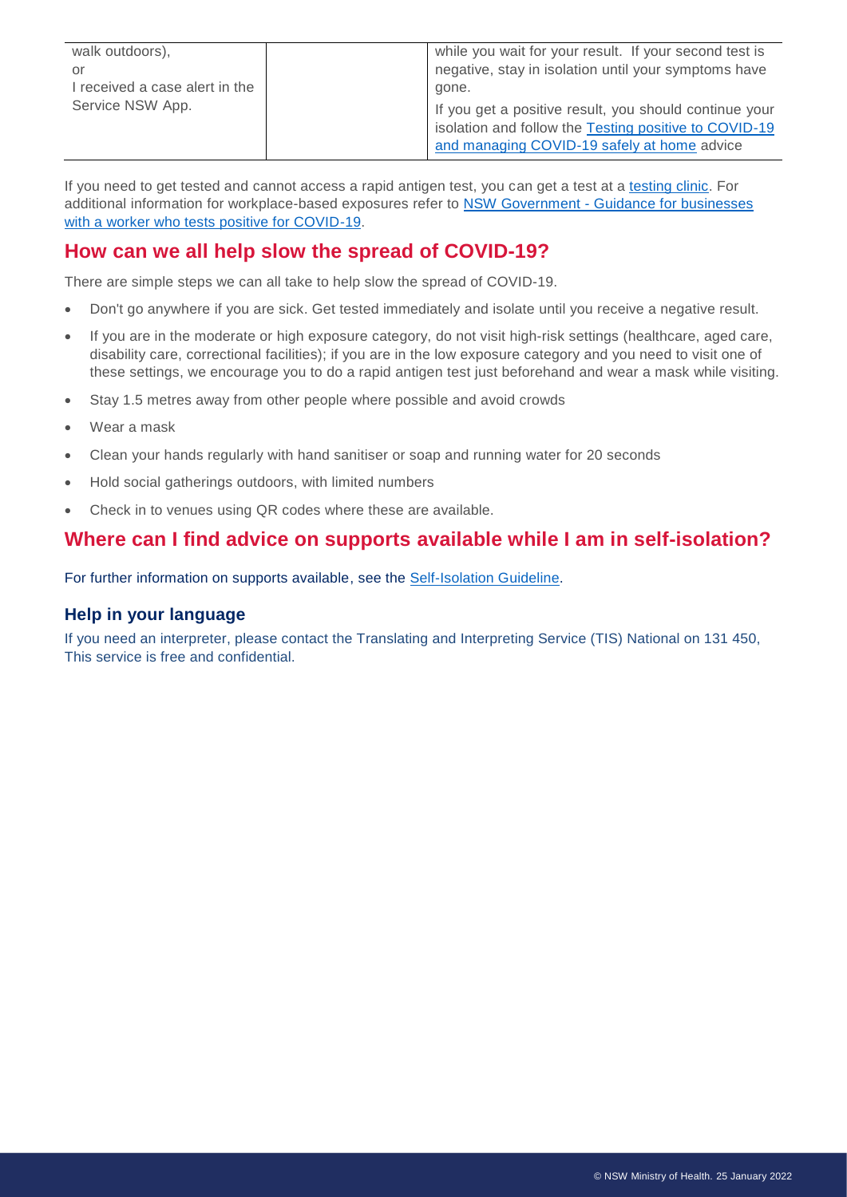| | | |
|---|---|---|
| walk outdoors),<br>or<br>I received a case alert in the Service NSW App. | | while you wait for your result. If your second test is negative, stay in isolation until your symptoms have gone.<br>If you get a positive result, you should continue your isolation and follow the Testing positive to COVID-19 and managing COVID-19 safely at home advice |

If you need to get tested and cannot access a rapid antigen test, you can get a test at a testing clinic. For additional information for workplace-based exposures refer to NSW Government - Guidance for businesses with a worker who tests positive for COVID-19.

## How can we all help slow the spread of COVID-19?

There are simple steps we can all take to help slow the spread of COVID-19.

- Don't go anywhere if you are sick. Get tested immediately and isolate until you receive a negative result.
- If you are in the moderate or high exposure category, do not visit high-risk settings (healthcare, aged care, disability care, correctional facilities); if you are in the low exposure category and you need to visit one of these settings, we encourage you to do a rapid antigen test just beforehand and wear a mask while visiting.
- Stay 1.5 metres away from other people where possible and avoid crowds
- Wear a mask
- Clean your hands regularly with hand sanitiser or soap and running water for 20 seconds
- Hold social gatherings outdoors, with limited numbers
- Check in to venues using QR codes where these are available.

## Where can I find advice on supports available while I am in self-isolation?

For further information on supports available, see the Self-Isolation Guideline.

### Help in your language

If you need an interpreter, please contact the Translating and Interpreting Service (TIS) National on 131 450, This service is free and confidential.

© NSW Ministry of Health. 25 January 2022